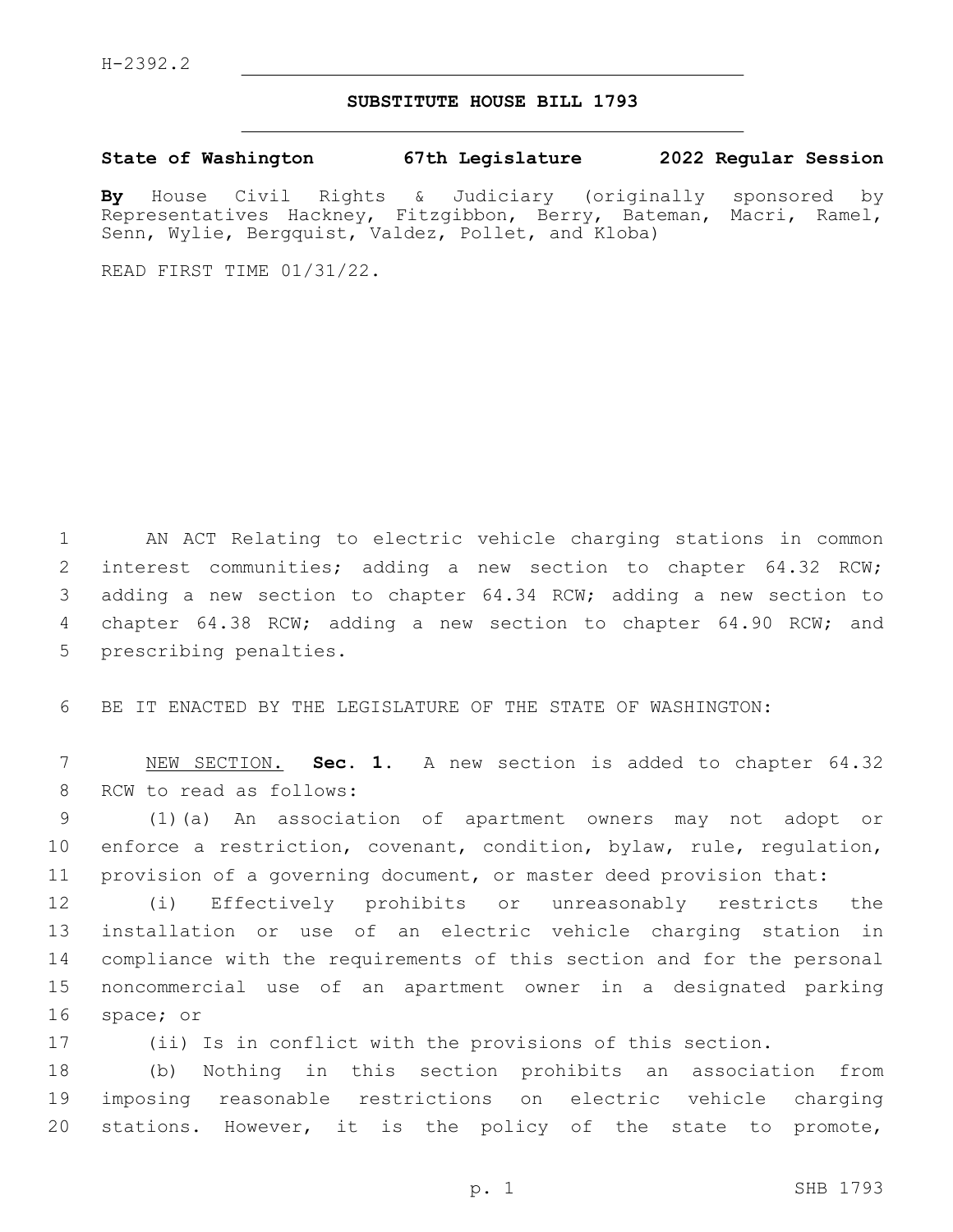H-2392.2

# SUBSTITUTE HOUSE BILL 1793

**State of Washington 67th Legislature 2022 Regular Session**

**By** House Civil Rights & Judiciary (originally sponsored by Representatives Hackney, Fitzgibbon, Berry, Bateman, Macri, Ramel, Senn, Wylie, Bergquist, Valdez, Pollet, and Kloba)

READ FIRST TIME 01/31/22.

AN ACT Relating to electric vehicle charging stations in common interest communities; adding a new section to chapter 64.32 RCW; adding a new section to chapter 64.34 RCW; adding a new section to chapter 64.38 RCW; adding a new section to chapter 64.90 RCW; and prescribing penalties.

BE IT ENACTED BY THE LEGISLATURE OF THE STATE OF WASHINGTON:

NEW SECTION. **Sec. 1.** A new section is added to chapter 64.32 RCW to read as follows:

(1)(a) An association of apartment owners may not adopt or enforce a restriction, covenant, condition, bylaw, rule, regulation, provision of a governing document, or master deed provision that:

(i) Effectively prohibits or unreasonably restricts the installation or use of an electric vehicle charging station in compliance with the requirements of this section and for the personal noncommercial use of an apartment owner in a designated parking space; or

(ii) Is in conflict with the provisions of this section.

(b) Nothing in this section prohibits an association from imposing reasonable restrictions on electric vehicle charging stations. However, it is the policy of the state to promote,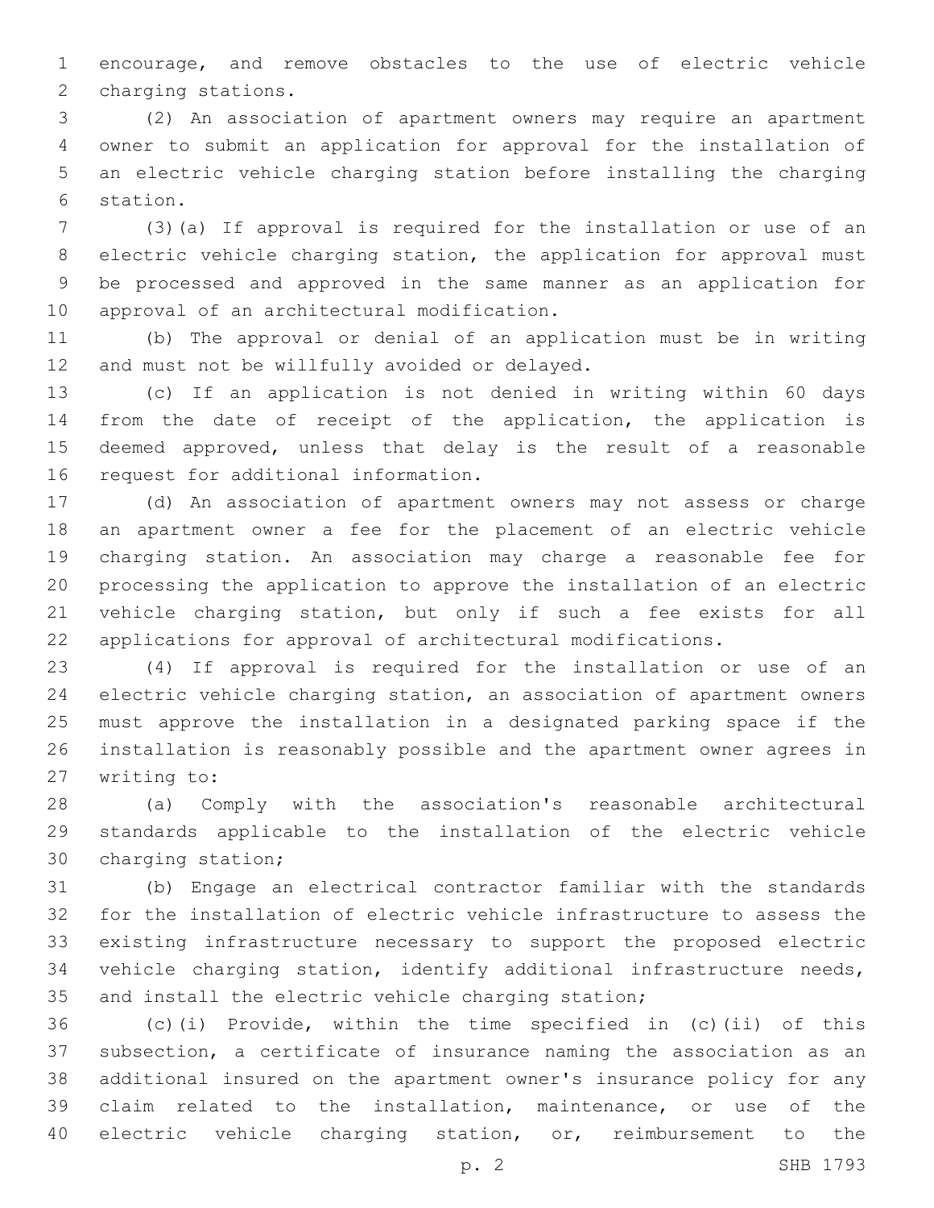encourage, and remove obstacles to the use of electric vehicle charging stations.

(2) An association of apartment owners may require an apartment owner to submit an application for approval for the installation of an electric vehicle charging station before installing the charging station.

(3)(a) If approval is required for the installation or use of an electric vehicle charging station, the application for approval must be processed and approved in the same manner as an application for approval of an architectural modification.

(b) The approval or denial of an application must be in writing and must not be willfully avoided or delayed.

(c) If an application is not denied in writing within 60 days from the date of receipt of the application, the application is deemed approved, unless that delay is the result of a reasonable request for additional information.

(d) An association of apartment owners may not assess or charge an apartment owner a fee for the placement of an electric vehicle charging station. An association may charge a reasonable fee for processing the application to approve the installation of an electric vehicle charging station, but only if such a fee exists for all applications for approval of architectural modifications.

(4) If approval is required for the installation or use of an electric vehicle charging station, an association of apartment owners must approve the installation in a designated parking space if the installation is reasonably possible and the apartment owner agrees in writing to:

(a) Comply with the association's reasonable architectural standards applicable to the installation of the electric vehicle charging station;

(b) Engage an electrical contractor familiar with the standards for the installation of electric vehicle infrastructure to assess the existing infrastructure necessary to support the proposed electric vehicle charging station, identify additional infrastructure needs, and install the electric vehicle charging station;

(c)(i) Provide, within the time specified in (c)(ii) of this subsection, a certificate of insurance naming the association as an additional insured on the apartment owner's insurance policy for any claim related to the installation, maintenance, or use of the electric vehicle charging station, or, reimbursement to the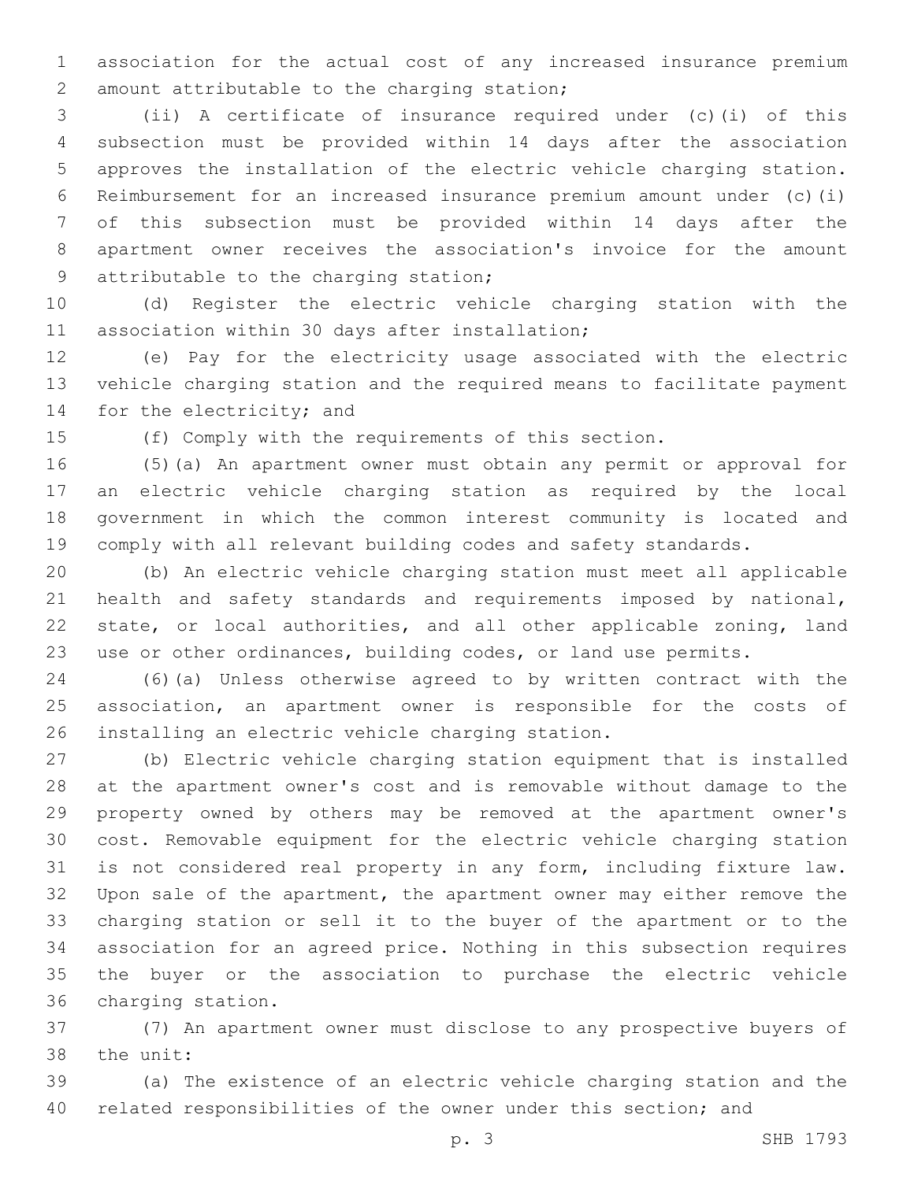association for the actual cost of any increased insurance premium amount attributable to the charging station;

(ii) A certificate of insurance required under (c)(i) of this subsection must be provided within 14 days after the association approves the installation of the electric vehicle charging station. Reimbursement for an increased insurance premium amount under (c)(i) of this subsection must be provided within 14 days after the apartment owner receives the association's invoice for the amount attributable to the charging station;

(d) Register the electric vehicle charging station with the association within 30 days after installation;

(e) Pay for the electricity usage associated with the electric vehicle charging station and the required means to facilitate payment for the electricity; and

(f) Comply with the requirements of this section.

(5)(a) An apartment owner must obtain any permit or approval for an electric vehicle charging station as required by the local government in which the common interest community is located and comply with all relevant building codes and safety standards.

(b) An electric vehicle charging station must meet all applicable health and safety standards and requirements imposed by national, state, or local authorities, and all other applicable zoning, land use or other ordinances, building codes, or land use permits.

(6)(a) Unless otherwise agreed to by written contract with the association, an apartment owner is responsible for the costs of installing an electric vehicle charging station.

(b) Electric vehicle charging station equipment that is installed at the apartment owner's cost and is removable without damage to the property owned by others may be removed at the apartment owner's cost. Removable equipment for the electric vehicle charging station is not considered real property in any form, including fixture law. Upon sale of the apartment, the apartment owner may either remove the charging station or sell it to the buyer of the apartment or to the association for an agreed price. Nothing in this subsection requires the buyer or the association to purchase the electric vehicle charging station.

(7) An apartment owner must disclose to any prospective buyers of the unit:

(a) The existence of an electric vehicle charging station and the related responsibilities of the owner under this section; and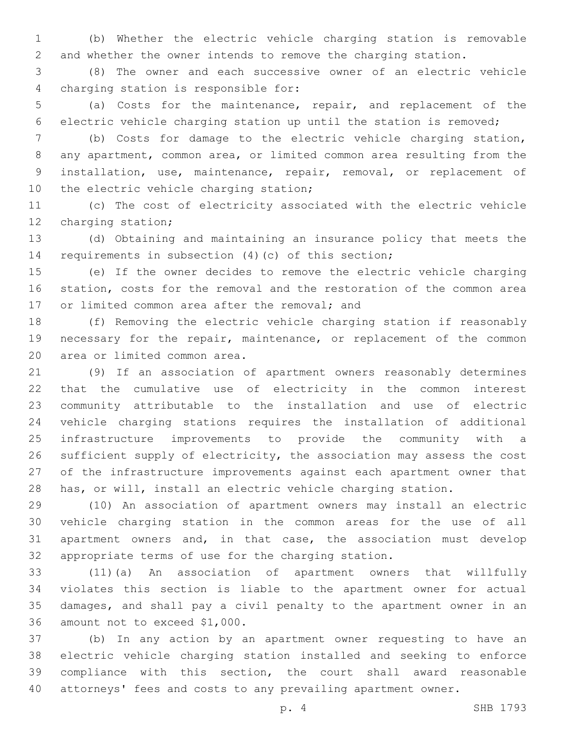(b) Whether the electric vehicle charging station is removable and whether the owner intends to remove the charging station.

(8) The owner and each successive owner of an electric vehicle charging station is responsible for:

(a) Costs for the maintenance, repair, and replacement of the electric vehicle charging station up until the station is removed;

(b) Costs for damage to the electric vehicle charging station, any apartment, common area, or limited common area resulting from the installation, use, maintenance, repair, removal, or replacement of the electric vehicle charging station;

(c) The cost of electricity associated with the electric vehicle charging station;

(d) Obtaining and maintaining an insurance policy that meets the requirements in subsection (4)(c) of this section;

(e) If the owner decides to remove the electric vehicle charging station, costs for the removal and the restoration of the common area or limited common area after the removal; and

(f) Removing the electric vehicle charging station if reasonably necessary for the repair, maintenance, or replacement of the common area or limited common area.

(9) If an association of apartment owners reasonably determines that the cumulative use of electricity in the common interest community attributable to the installation and use of electric vehicle charging stations requires the installation of additional infrastructure improvements to provide the community with a sufficient supply of electricity, the association may assess the cost of the infrastructure improvements against each apartment owner that has, or will, install an electric vehicle charging station.

(10) An association of apartment owners may install an electric vehicle charging station in the common areas for the use of all apartment owners and, in that case, the association must develop appropriate terms of use for the charging station.

(11)(a) An association of apartment owners that willfully violates this section is liable to the apartment owner for actual damages, and shall pay a civil penalty to the apartment owner in an amount not to exceed $1,000.

(b) In any action by an apartment owner requesting to have an electric vehicle charging station installed and seeking to enforce compliance with this section, the court shall award reasonable attorneys' fees and costs to any prevailing apartment owner.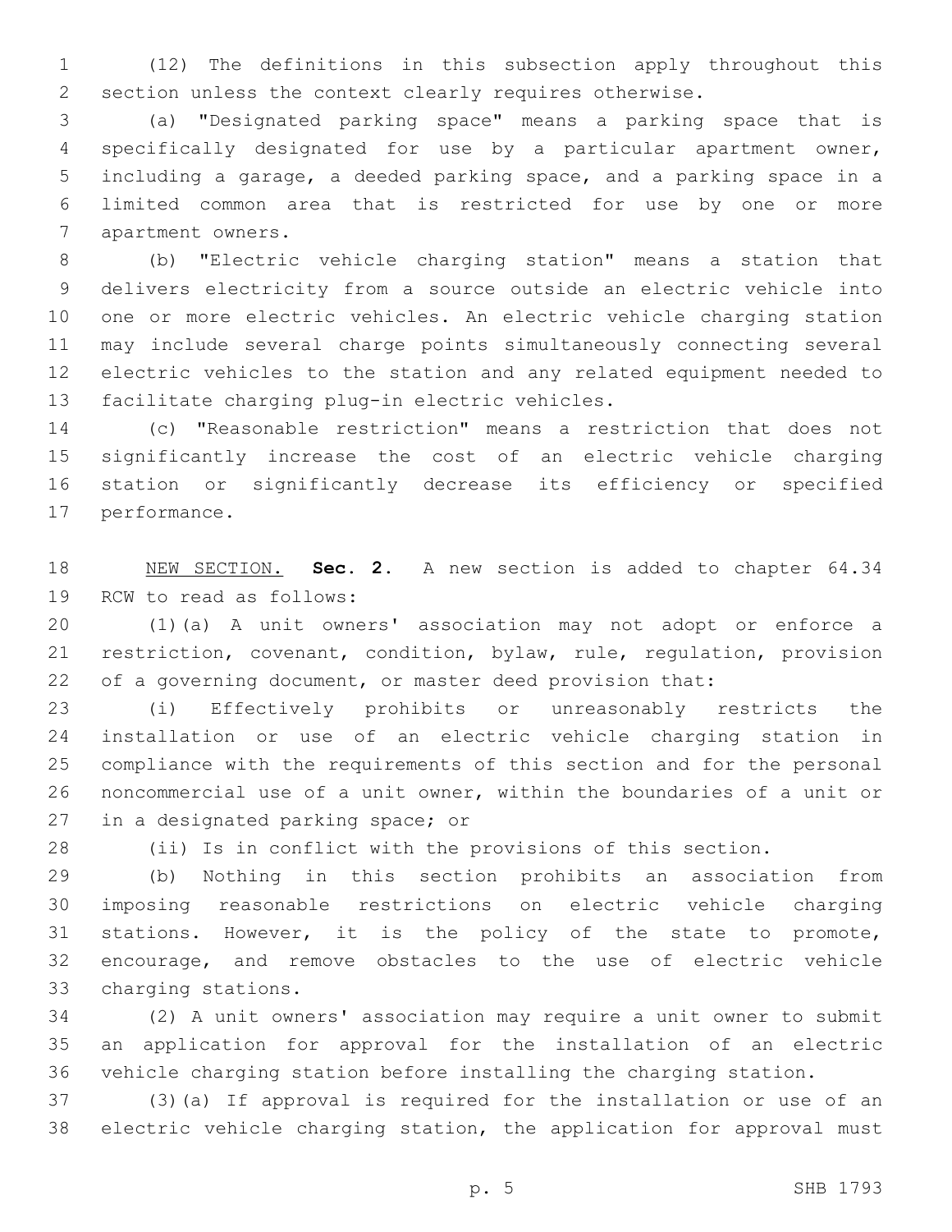(12) The definitions in this subsection apply throughout this section unless the context clearly requires otherwise.

(a) "Designated parking space" means a parking space that is specifically designated for use by a particular apartment owner, including a garage, a deeded parking space, and a parking space in a limited common area that is restricted for use by one or more apartment owners.

(b) "Electric vehicle charging station" means a station that delivers electricity from a source outside an electric vehicle into one or more electric vehicles. An electric vehicle charging station may include several charge points simultaneously connecting several electric vehicles to the station and any related equipment needed to facilitate charging plug-in electric vehicles.

(c) "Reasonable restriction" means a restriction that does not significantly increase the cost of an electric vehicle charging station or significantly decrease its efficiency or specified performance.

NEW SECTION. **Sec. 2.** A new section is added to chapter 64.34 RCW to read as follows:

(1)(a) A unit owners' association may not adopt or enforce a restriction, covenant, condition, bylaw, rule, regulation, provision of a governing document, or master deed provision that:

(i) Effectively prohibits or unreasonably restricts the installation or use of an electric vehicle charging station in compliance with the requirements of this section and for the personal noncommercial use of a unit owner, within the boundaries of a unit or in a designated parking space; or

(ii) Is in conflict with the provisions of this section.

(b) Nothing in this section prohibits an association from imposing reasonable restrictions on electric vehicle charging stations. However, it is the policy of the state to promote, encourage, and remove obstacles to the use of electric vehicle charging stations.

(2) A unit owners' association may require a unit owner to submit an application for approval for the installation of an electric vehicle charging station before installing the charging station.

(3)(a) If approval is required for the installation or use of an electric vehicle charging station, the application for approval must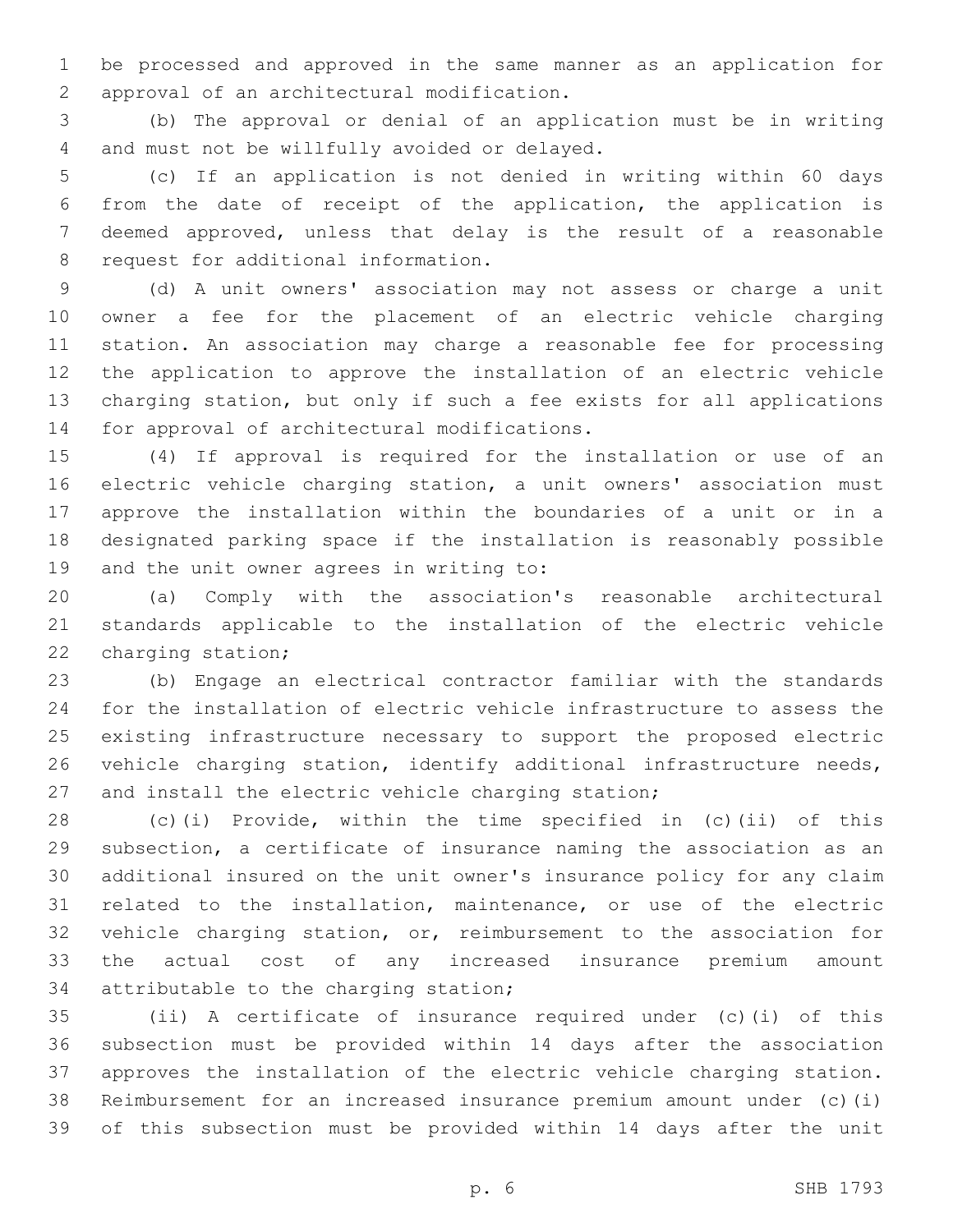be processed and approved in the same manner as an application for approval of an architectural modification.

(b) The approval or denial of an application must be in writing and must not be willfully avoided or delayed.

(c) If an application is not denied in writing within 60 days from the date of receipt of the application, the application is deemed approved, unless that delay is the result of a reasonable request for additional information.

(d) A unit owners' association may not assess or charge a unit owner a fee for the placement of an electric vehicle charging station. An association may charge a reasonable fee for processing the application to approve the installation of an electric vehicle charging station, but only if such a fee exists for all applications for approval of architectural modifications.

(4) If approval is required for the installation or use of an electric vehicle charging station, a unit owners' association must approve the installation within the boundaries of a unit or in a designated parking space if the installation is reasonably possible and the unit owner agrees in writing to:

(a) Comply with the association's reasonable architectural standards applicable to the installation of the electric vehicle charging station;

(b) Engage an electrical contractor familiar with the standards for the installation of electric vehicle infrastructure to assess the existing infrastructure necessary to support the proposed electric vehicle charging station, identify additional infrastructure needs, and install the electric vehicle charging station;

(c)(i) Provide, within the time specified in (c)(ii) of this subsection, a certificate of insurance naming the association as an additional insured on the unit owner's insurance policy for any claim related to the installation, maintenance, or use of the electric vehicle charging station, or, reimbursement to the association for the actual cost of any increased insurance premium amount attributable to the charging station;

(ii) A certificate of insurance required under (c)(i) of this subsection must be provided within 14 days after the association approves the installation of the electric vehicle charging station. Reimbursement for an increased insurance premium amount under (c)(i) of this subsection must be provided within 14 days after the unit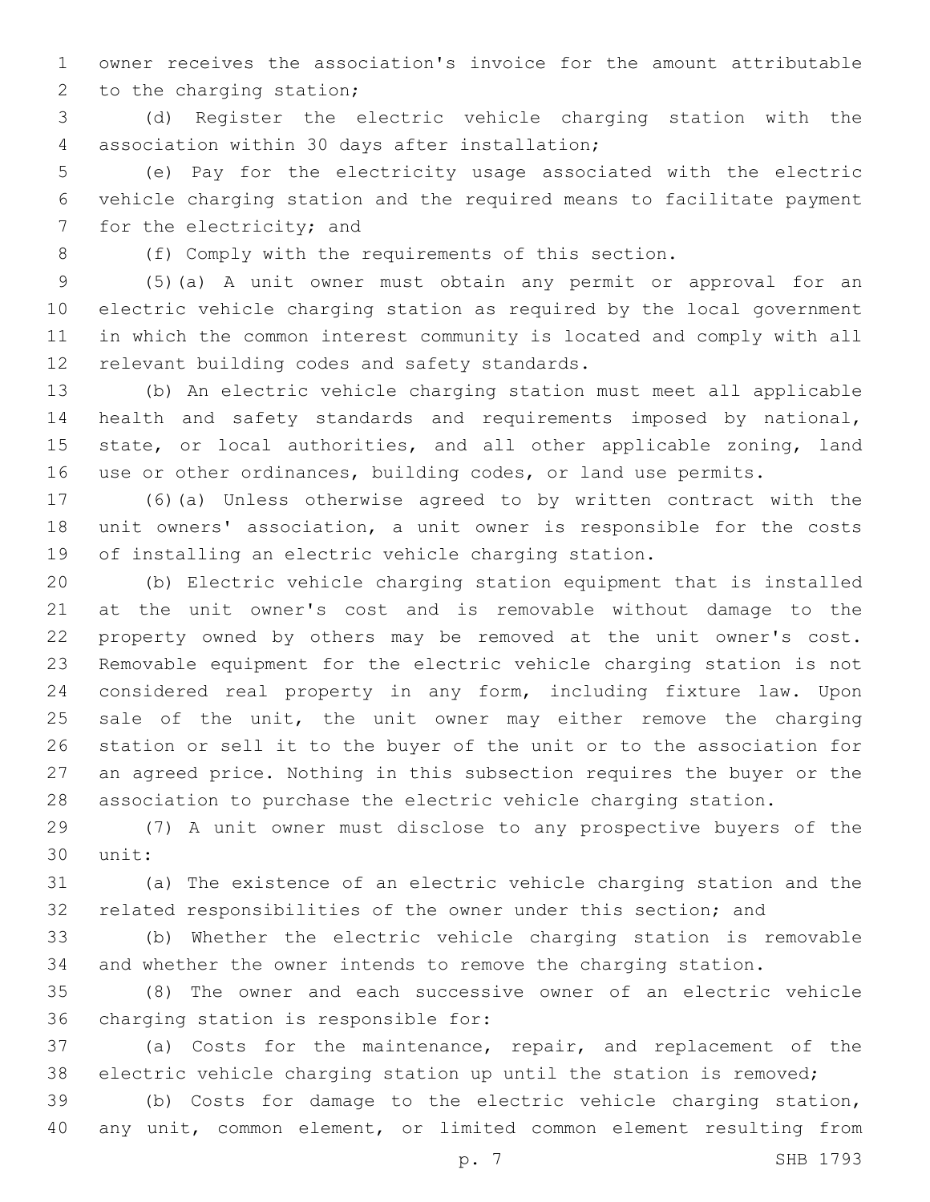owner receives the association's invoice for the amount attributable to the charging station;

(d) Register the electric vehicle charging station with the association within 30 days after installation;

(e) Pay for the electricity usage associated with the electric vehicle charging station and the required means to facilitate payment for the electricity; and

(f) Comply with the requirements of this section.

(5)(a) A unit owner must obtain any permit or approval for an electric vehicle charging station as required by the local government in which the common interest community is located and comply with all relevant building codes and safety standards.

(b) An electric vehicle charging station must meet all applicable health and safety standards and requirements imposed by national, state, or local authorities, and all other applicable zoning, land use or other ordinances, building codes, or land use permits.

(6)(a) Unless otherwise agreed to by written contract with the unit owners' association, a unit owner is responsible for the costs of installing an electric vehicle charging station.

(b) Electric vehicle charging station equipment that is installed at the unit owner's cost and is removable without damage to the property owned by others may be removed at the unit owner's cost. Removable equipment for the electric vehicle charging station is not considered real property in any form, including fixture law. Upon sale of the unit, the unit owner may either remove the charging station or sell it to the buyer of the unit or to the association for an agreed price. Nothing in this subsection requires the buyer or the association to purchase the electric vehicle charging station.

(7) A unit owner must disclose to any prospective buyers of the unit:

(a) The existence of an electric vehicle charging station and the related responsibilities of the owner under this section; and

(b) Whether the electric vehicle charging station is removable and whether the owner intends to remove the charging station.

(8) The owner and each successive owner of an electric vehicle charging station is responsible for:

(a) Costs for the maintenance, repair, and replacement of the electric vehicle charging station up until the station is removed;

(b) Costs for damage to the electric vehicle charging station, any unit, common element, or limited common element resulting from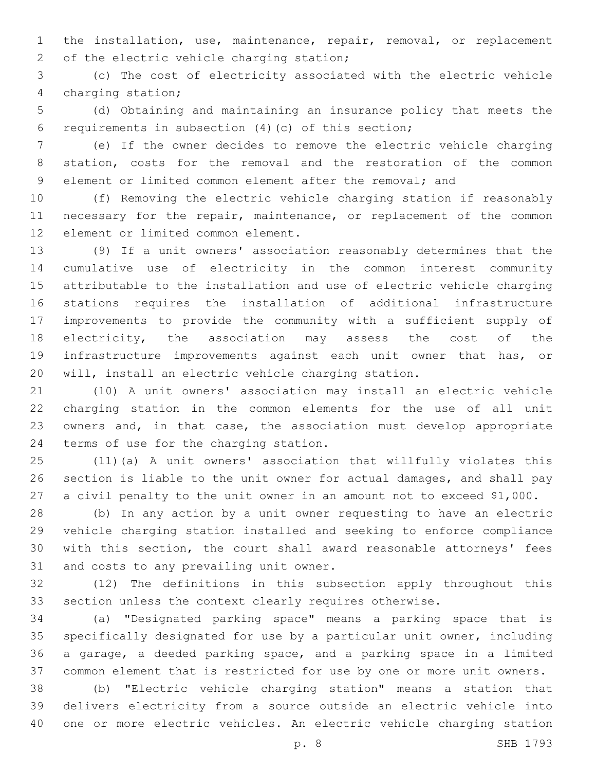the installation, use, maintenance, repair, removal, or replacement of the electric vehicle charging station;

(c) The cost of electricity associated with the electric vehicle charging station;

(d) Obtaining and maintaining an insurance policy that meets the requirements in subsection (4)(c) of this section;

(e) If the owner decides to remove the electric vehicle charging station, costs for the removal and the restoration of the common element or limited common element after the removal; and

(f) Removing the electric vehicle charging station if reasonably necessary for the repair, maintenance, or replacement of the common element or limited common element.

(9) If a unit owners' association reasonably determines that the cumulative use of electricity in the common interest community attributable to the installation and use of electric vehicle charging stations requires the installation of additional infrastructure improvements to provide the community with a sufficient supply of electricity, the association may assess the cost of the infrastructure improvements against each unit owner that has, or will, install an electric vehicle charging station.

(10) A unit owners' association may install an electric vehicle charging station in the common elements for the use of all unit owners and, in that case, the association must develop appropriate terms of use for the charging station.

(11)(a) A unit owners' association that willfully violates this section is liable to the unit owner for actual damages, and shall pay a civil penalty to the unit owner in an amount not to exceed $1,000.

(b) In any action by a unit owner requesting to have an electric vehicle charging station installed and seeking to enforce compliance with this section, the court shall award reasonable attorneys' fees and costs to any prevailing unit owner.

(12) The definitions in this subsection apply throughout this section unless the context clearly requires otherwise.

(a) "Designated parking space" means a parking space that is specifically designated for use by a particular unit owner, including a garage, a deeded parking space, and a parking space in a limited common element that is restricted for use by one or more unit owners.

(b) "Electric vehicle charging station" means a station that delivers electricity from a source outside an electric vehicle into one or more electric vehicles. An electric vehicle charging station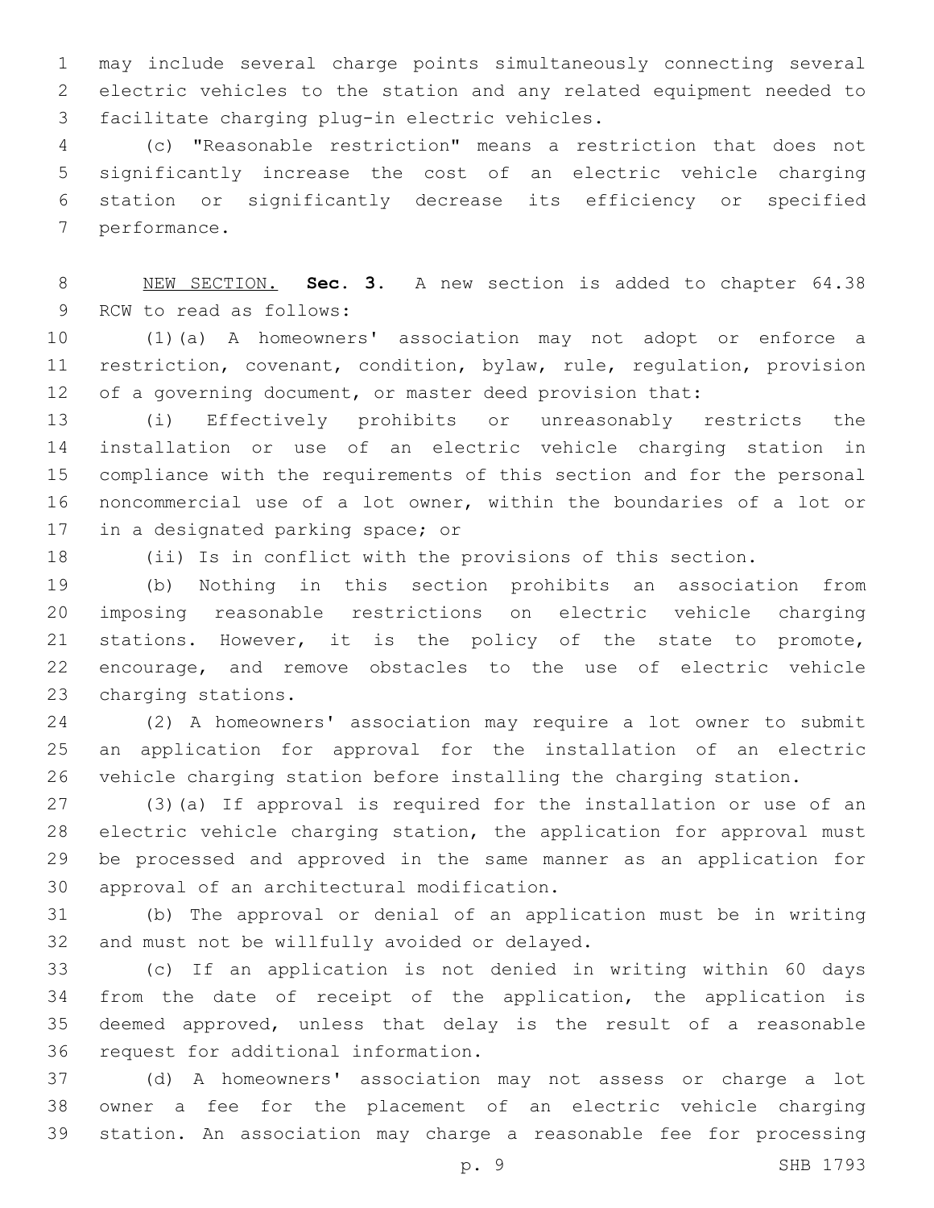may include several charge points simultaneously connecting several electric vehicles to the station and any related equipment needed to facilitate charging plug-in electric vehicles.

(c) "Reasonable restriction" means a restriction that does not significantly increase the cost of an electric vehicle charging station or significantly decrease its efficiency or specified performance.

NEW SECTION. **Sec. 3.** A new section is added to chapter 64.38 RCW to read as follows:

(1)(a) A homeowners' association may not adopt or enforce a restriction, covenant, condition, bylaw, rule, regulation, provision of a governing document, or master deed provision that:

(i) Effectively prohibits or unreasonably restricts the installation or use of an electric vehicle charging station in compliance with the requirements of this section and for the personal noncommercial use of a lot owner, within the boundaries of a lot or in a designated parking space; or

(ii) Is in conflict with the provisions of this section.

(b) Nothing in this section prohibits an association from imposing reasonable restrictions on electric vehicle charging stations. However, it is the policy of the state to promote, encourage, and remove obstacles to the use of electric vehicle charging stations.

(2) A homeowners' association may require a lot owner to submit an application for approval for the installation of an electric vehicle charging station before installing the charging station.

(3)(a) If approval is required for the installation or use of an electric vehicle charging station, the application for approval must be processed and approved in the same manner as an application for approval of an architectural modification.

(b) The approval or denial of an application must be in writing and must not be willfully avoided or delayed.

(c) If an application is not denied in writing within 60 days from the date of receipt of the application, the application is deemed approved, unless that delay is the result of a reasonable request for additional information.

(d) A homeowners' association may not assess or charge a lot owner a fee for the placement of an electric vehicle charging station. An association may charge a reasonable fee for processing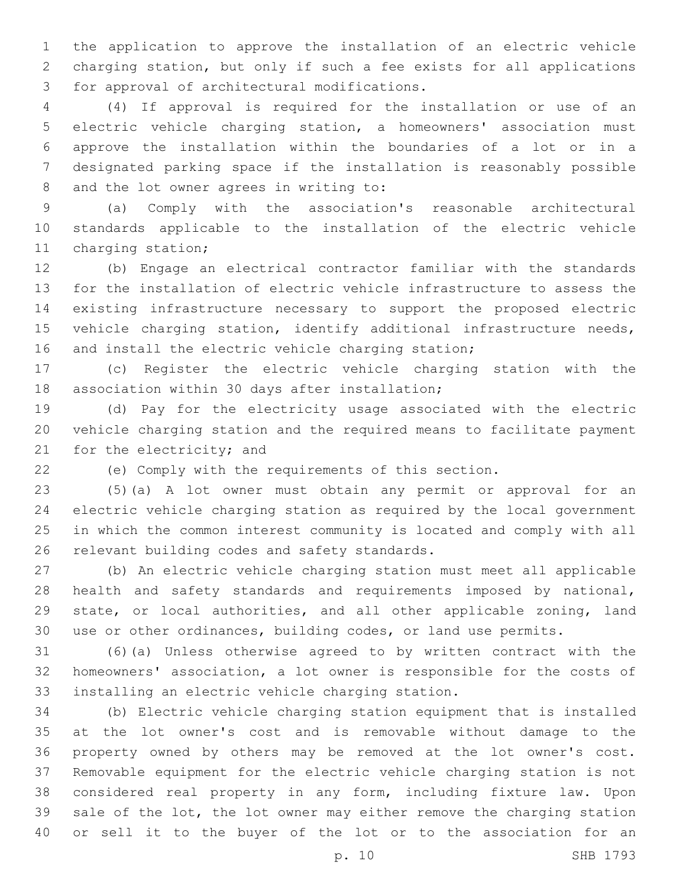the application to approve the installation of an electric vehicle charging station, but only if such a fee exists for all applications for approval of architectural modifications.

(4) If approval is required for the installation or use of an electric vehicle charging station, a homeowners' association must approve the installation within the boundaries of a lot or in a designated parking space if the installation is reasonably possible and the lot owner agrees in writing to:

(a) Comply with the association's reasonable architectural standards applicable to the installation of the electric vehicle charging station;

(b) Engage an electrical contractor familiar with the standards for the installation of electric vehicle infrastructure to assess the existing infrastructure necessary to support the proposed electric vehicle charging station, identify additional infrastructure needs, and install the electric vehicle charging station;

(c) Register the electric vehicle charging station with the association within 30 days after installation;

(d) Pay for the electricity usage associated with the electric vehicle charging station and the required means to facilitate payment for the electricity; and

(e) Comply with the requirements of this section.

(5)(a) A lot owner must obtain any permit or approval for an electric vehicle charging station as required by the local government in which the common interest community is located and comply with all relevant building codes and safety standards.

(b) An electric vehicle charging station must meet all applicable health and safety standards and requirements imposed by national, state, or local authorities, and all other applicable zoning, land use or other ordinances, building codes, or land use permits.

(6)(a) Unless otherwise agreed to by written contract with the homeowners' association, a lot owner is responsible for the costs of installing an electric vehicle charging station.

(b) Electric vehicle charging station equipment that is installed at the lot owner's cost and is removable without damage to the property owned by others may be removed at the lot owner's cost. Removable equipment for the electric vehicle charging station is not considered real property in any form, including fixture law. Upon sale of the lot, the lot owner may either remove the charging station or sell it to the buyer of the lot or to the association for an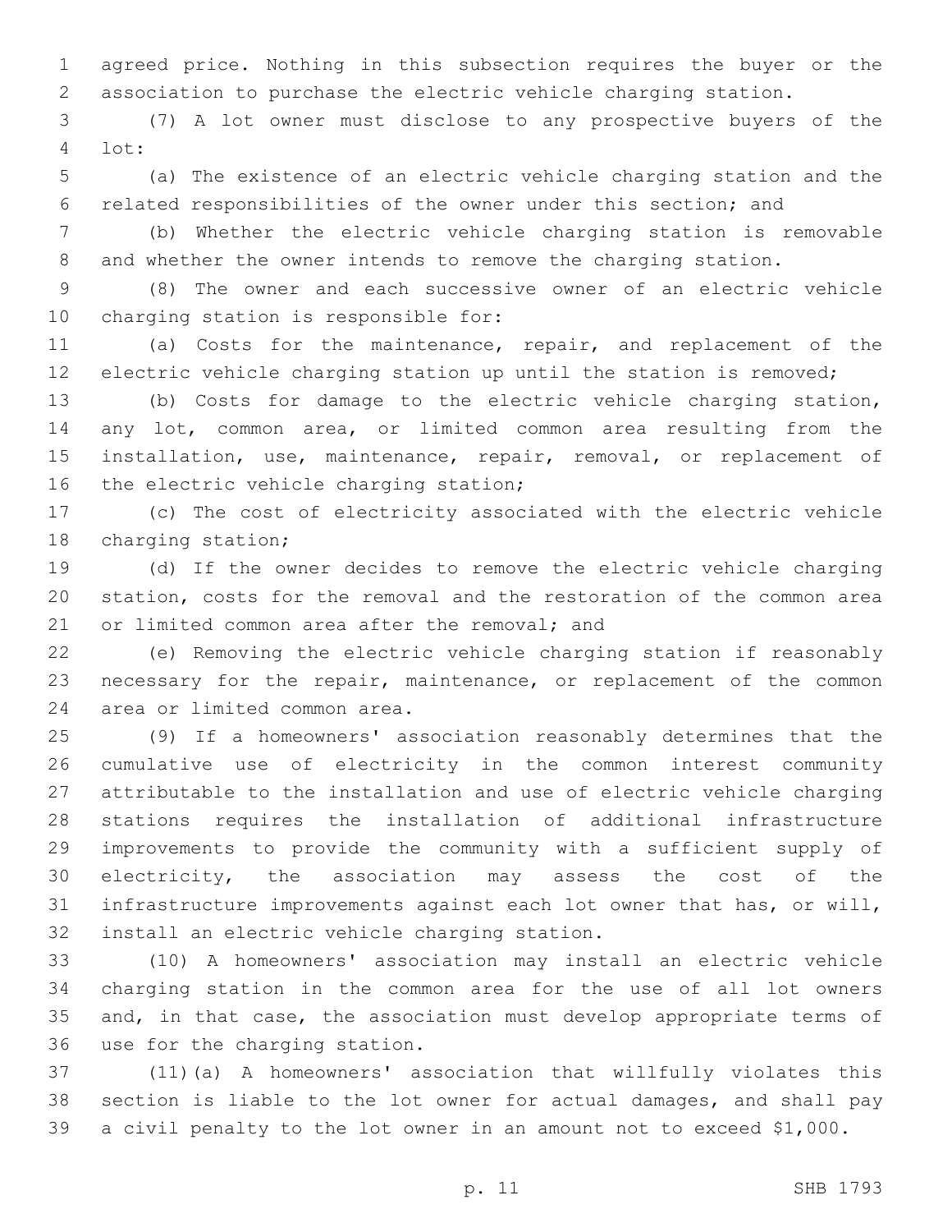agreed price. Nothing in this subsection requires the buyer or the association to purchase the electric vehicle charging station.

(7) A lot owner must disclose to any prospective buyers of the lot:

(a) The existence of an electric vehicle charging station and the related responsibilities of the owner under this section; and

(b) Whether the electric vehicle charging station is removable and whether the owner intends to remove the charging station.

(8) The owner and each successive owner of an electric vehicle charging station is responsible for:

(a) Costs for the maintenance, repair, and replacement of the electric vehicle charging station up until the station is removed;

(b) Costs for damage to the electric vehicle charging station, any lot, common area, or limited common area resulting from the installation, use, maintenance, repair, removal, or replacement of the electric vehicle charging station;

(c) The cost of electricity associated with the electric vehicle charging station;

(d) If the owner decides to remove the electric vehicle charging station, costs for the removal and the restoration of the common area or limited common area after the removal; and

(e) Removing the electric vehicle charging station if reasonably necessary for the repair, maintenance, or replacement of the common area or limited common area.

(9) If a homeowners' association reasonably determines that the cumulative use of electricity in the common interest community attributable to the installation and use of electric vehicle charging stations requires the installation of additional infrastructure improvements to provide the community with a sufficient supply of electricity, the association may assess the cost of the infrastructure improvements against each lot owner that has, or will, install an electric vehicle charging station.

(10) A homeowners' association may install an electric vehicle charging station in the common area for the use of all lot owners and, in that case, the association must develop appropriate terms of use for the charging station.

(11)(a) A homeowners' association that willfully violates this section is liable to the lot owner for actual damages, and shall pay a civil penalty to the lot owner in an amount not to exceed $1,000.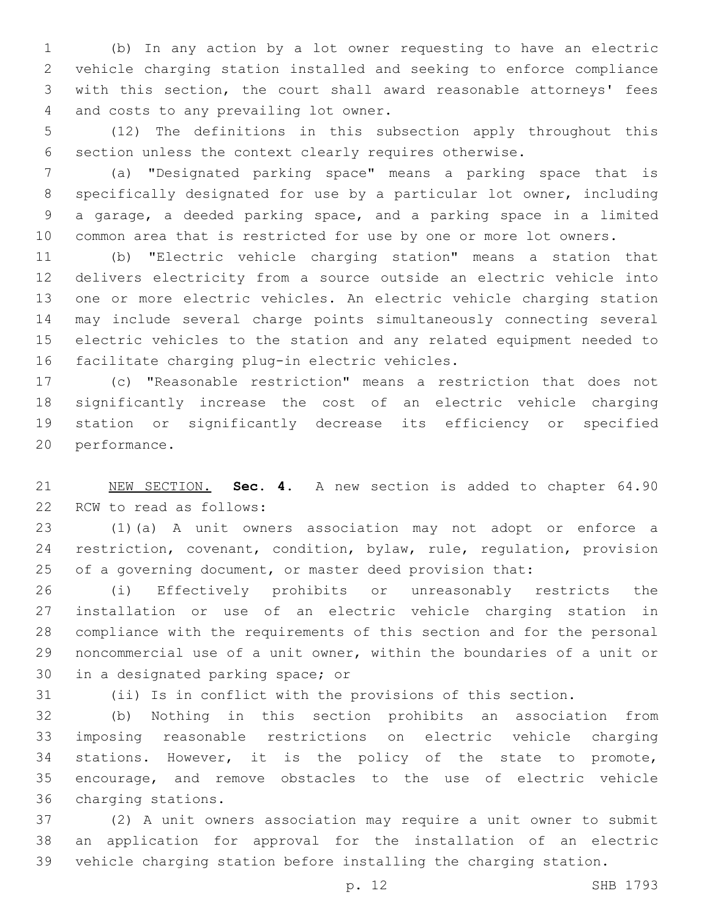(b) In any action by a lot owner requesting to have an electric vehicle charging station installed and seeking to enforce compliance with this section, the court shall award reasonable attorneys' fees and costs to any prevailing lot owner.

(12) The definitions in this subsection apply throughout this section unless the context clearly requires otherwise.

(a) "Designated parking space" means a parking space that is specifically designated for use by a particular lot owner, including a garage, a deeded parking space, and a parking space in a limited common area that is restricted for use by one or more lot owners.

(b) "Electric vehicle charging station" means a station that delivers electricity from a source outside an electric vehicle into one or more electric vehicles. An electric vehicle charging station may include several charge points simultaneously connecting several electric vehicles to the station and any related equipment needed to facilitate charging plug-in electric vehicles.

(c) "Reasonable restriction" means a restriction that does not significantly increase the cost of an electric vehicle charging station or significantly decrease its efficiency or specified performance.

NEW SECTION. **Sec. 4.** A new section is added to chapter 64.90 RCW to read as follows:

(1)(a) A unit owners association may not adopt or enforce a restriction, covenant, condition, bylaw, rule, regulation, provision of a governing document, or master deed provision that:

(i) Effectively prohibits or unreasonably restricts the installation or use of an electric vehicle charging station in compliance with the requirements of this section and for the personal noncommercial use of a unit owner, within the boundaries of a unit or in a designated parking space; or

(ii) Is in conflict with the provisions of this section.

(b) Nothing in this section prohibits an association from imposing reasonable restrictions on electric vehicle charging stations. However, it is the policy of the state to promote, encourage, and remove obstacles to the use of electric vehicle charging stations.

(2) A unit owners association may require a unit owner to submit an application for approval for the installation of an electric vehicle charging station before installing the charging station.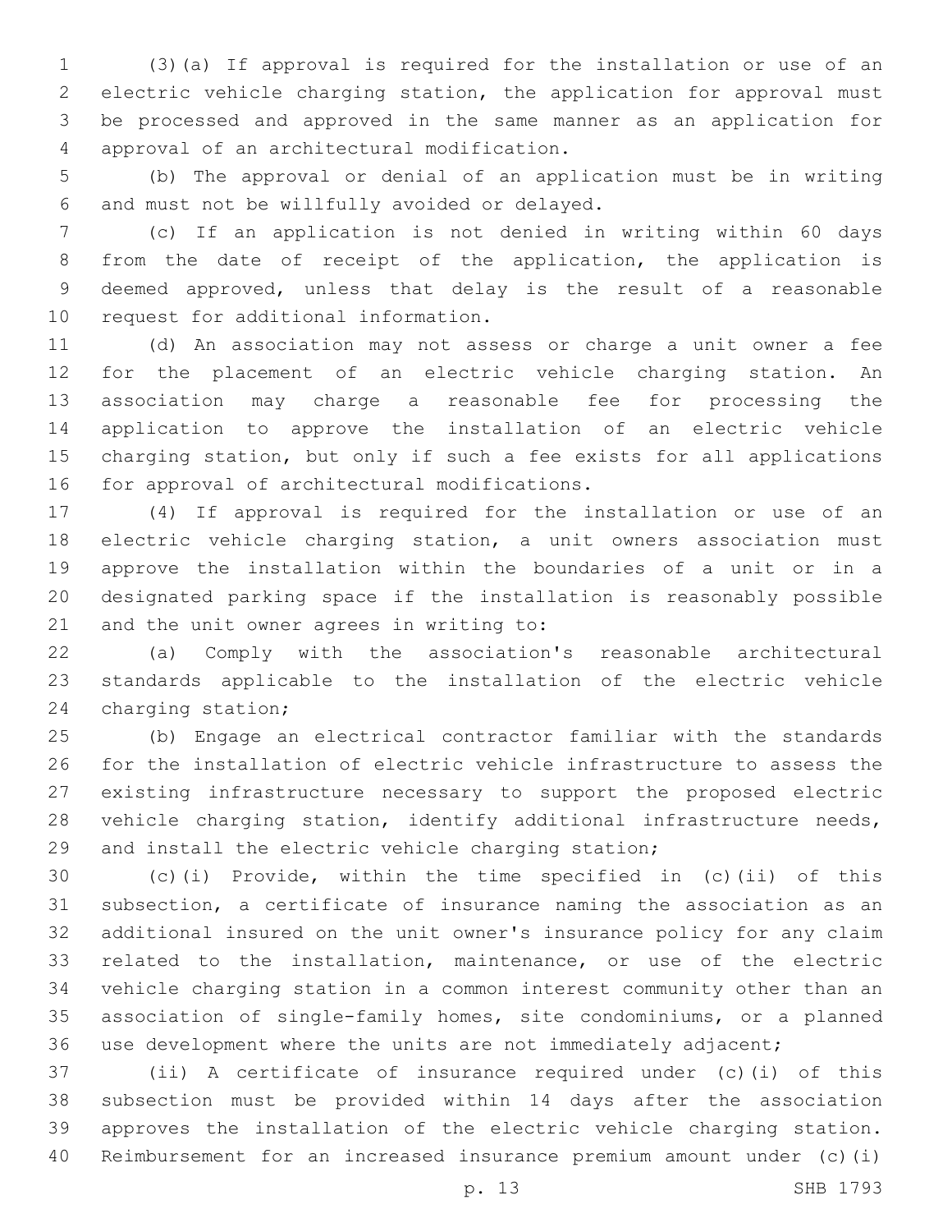(3)(a) If approval is required for the installation or use of an electric vehicle charging station, the application for approval must be processed and approved in the same manner as an application for approval of an architectural modification.

(b) The approval or denial of an application must be in writing and must not be willfully avoided or delayed.

(c) If an application is not denied in writing within 60 days from the date of receipt of the application, the application is deemed approved, unless that delay is the result of a reasonable request for additional information.

(d) An association may not assess or charge a unit owner a fee for the placement of an electric vehicle charging station. An association may charge a reasonable fee for processing the application to approve the installation of an electric vehicle charging station, but only if such a fee exists for all applications for approval of architectural modifications.

(4) If approval is required for the installation or use of an electric vehicle charging station, a unit owners association must approve the installation within the boundaries of a unit or in a designated parking space if the installation is reasonably possible and the unit owner agrees in writing to:

(a) Comply with the association's reasonable architectural standards applicable to the installation of the electric vehicle charging station;

(b) Engage an electrical contractor familiar with the standards for the installation of electric vehicle infrastructure to assess the existing infrastructure necessary to support the proposed electric vehicle charging station, identify additional infrastructure needs, and install the electric vehicle charging station;

(c)(i) Provide, within the time specified in (c)(ii) of this subsection, a certificate of insurance naming the association as an additional insured on the unit owner's insurance policy for any claim related to the installation, maintenance, or use of the electric vehicle charging station in a common interest community other than an association of single-family homes, site condominiums, or a planned use development where the units are not immediately adjacent;

(ii) A certificate of insurance required under (c)(i) of this subsection must be provided within 14 days after the association approves the installation of the electric vehicle charging station. Reimbursement for an increased insurance premium amount under (c)(i)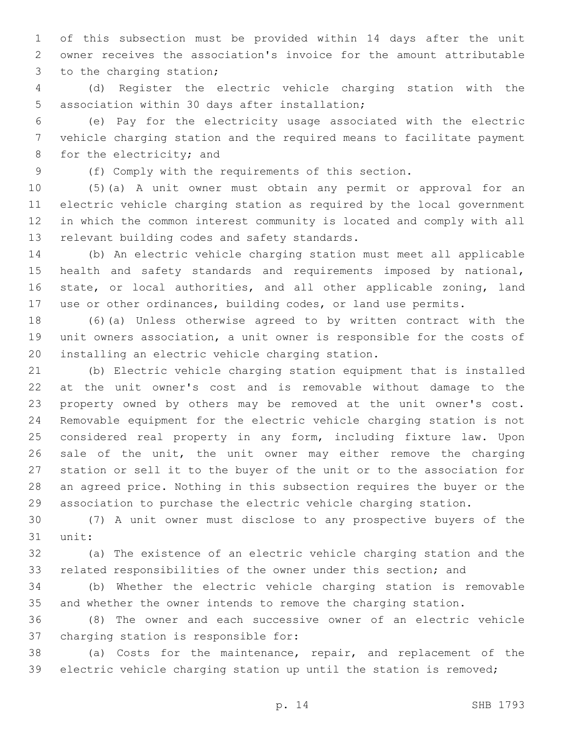of this subsection must be provided within 14 days after the unit owner receives the association's invoice for the amount attributable to the charging station;

(d) Register the electric vehicle charging station with the association within 30 days after installation;

(e) Pay for the electricity usage associated with the electric vehicle charging station and the required means to facilitate payment for the electricity; and

(f) Comply with the requirements of this section.

(5)(a) A unit owner must obtain any permit or approval for an electric vehicle charging station as required by the local government in which the common interest community is located and comply with all relevant building codes and safety standards.

(b) An electric vehicle charging station must meet all applicable health and safety standards and requirements imposed by national, state, or local authorities, and all other applicable zoning, land use or other ordinances, building codes, or land use permits.

(6)(a) Unless otherwise agreed to by written contract with the unit owners association, a unit owner is responsible for the costs of installing an electric vehicle charging station.

(b) Electric vehicle charging station equipment that is installed at the unit owner's cost and is removable without damage to the property owned by others may be removed at the unit owner's cost. Removable equipment for the electric vehicle charging station is not considered real property in any form, including fixture law. Upon sale of the unit, the unit owner may either remove the charging station or sell it to the buyer of the unit or to the association for an agreed price. Nothing in this subsection requires the buyer or the association to purchase the electric vehicle charging station.

(7) A unit owner must disclose to any prospective buyers of the unit:

(a) The existence of an electric vehicle charging station and the related responsibilities of the owner under this section; and

(b) Whether the electric vehicle charging station is removable and whether the owner intends to remove the charging station.

(8) The owner and each successive owner of an electric vehicle charging station is responsible for:

(a) Costs for the maintenance, repair, and replacement of the electric vehicle charging station up until the station is removed;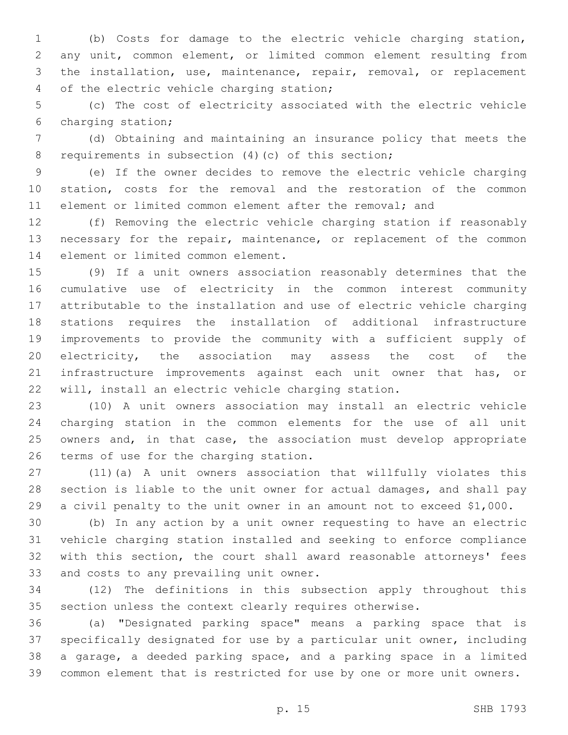(b) Costs for damage to the electric vehicle charging station, any unit, common element, or limited common element resulting from the installation, use, maintenance, repair, removal, or replacement of the electric vehicle charging station;

(c) The cost of electricity associated with the electric vehicle charging station;

(d) Obtaining and maintaining an insurance policy that meets the requirements in subsection (4)(c) of this section;

(e) If the owner decides to remove the electric vehicle charging station, costs for the removal and the restoration of the common element or limited common element after the removal; and

(f) Removing the electric vehicle charging station if reasonably necessary for the repair, maintenance, or replacement of the common element or limited common element.

(9) If a unit owners association reasonably determines that the cumulative use of electricity in the common interest community attributable to the installation and use of electric vehicle charging stations requires the installation of additional infrastructure improvements to provide the community with a sufficient supply of electricity, the association may assess the cost of the infrastructure improvements against each unit owner that has, or will, install an electric vehicle charging station.

(10) A unit owners association may install an electric vehicle charging station in the common elements for the use of all unit owners and, in that case, the association must develop appropriate terms of use for the charging station.

(11)(a) A unit owners association that willfully violates this section is liable to the unit owner for actual damages, and shall pay a civil penalty to the unit owner in an amount not to exceed $1,000.

(b) In any action by a unit owner requesting to have an electric vehicle charging station installed and seeking to enforce compliance with this section, the court shall award reasonable attorneys' fees and costs to any prevailing unit owner.

(12) The definitions in this subsection apply throughout this section unless the context clearly requires otherwise.

(a) "Designated parking space" means a parking space that is specifically designated for use by a particular unit owner, including a garage, a deeded parking space, and a parking space in a limited common element that is restricted for use by one or more unit owners.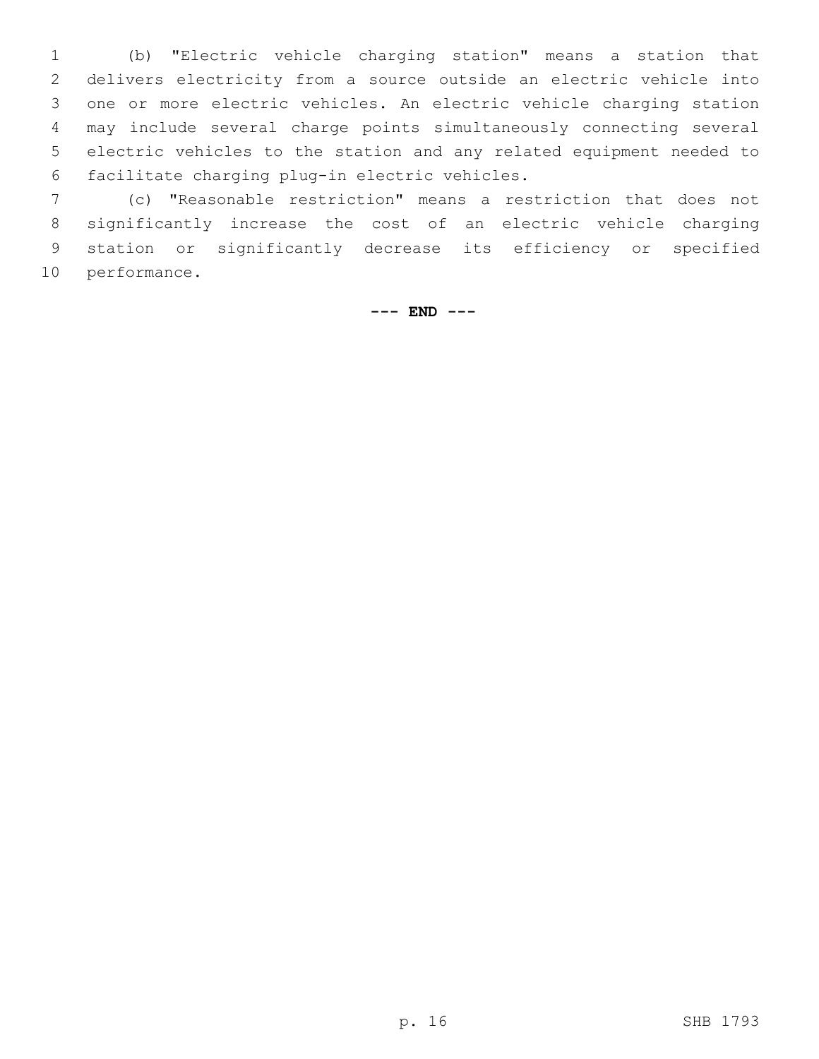(b) "Electric vehicle charging station" means a station that delivers electricity from a source outside an electric vehicle into one or more electric vehicles. An electric vehicle charging station may include several charge points simultaneously connecting several electric vehicles to the station and any related equipment needed to facilitate charging plug-in electric vehicles.

(c) "Reasonable restriction" means a restriction that does not significantly increase the cost of an electric vehicle charging station or significantly decrease its efficiency or specified performance.

**--- END ---**